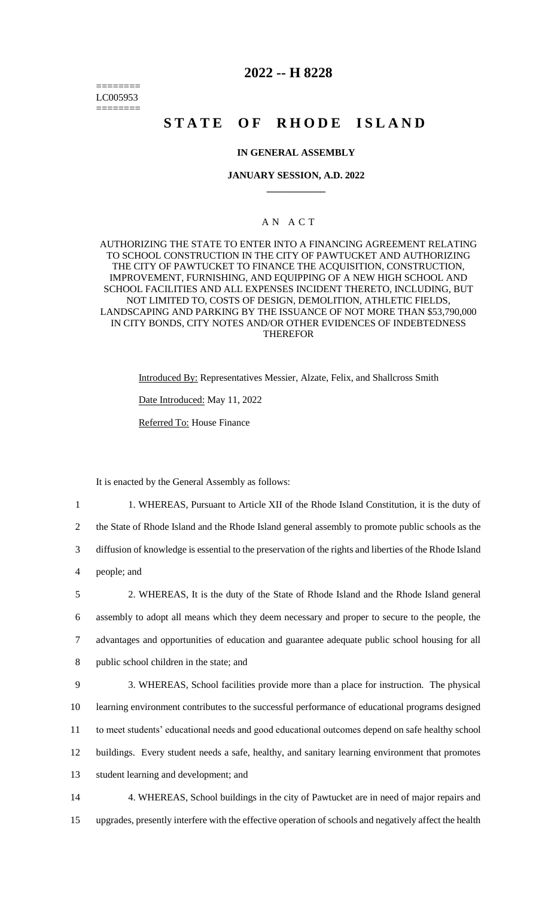========
LC005953
========

# 2022 -- H 8228

# STATE OF RHODE ISLAND

### IN GENERAL ASSEMBLY

### JANUARY SESSION, A.D. 2022

____________

## A N A C T

AUTHORIZING THE STATE TO ENTER INTO A FINANCING AGREEMENT RELATING TO SCHOOL CONSTRUCTION IN THE CITY OF PAWTUCKET AND AUTHORIZING THE CITY OF PAWTUCKET TO FINANCE THE ACQUISITION, CONSTRUCTION, IMPROVEMENT, FURNISHING, AND EQUIPPING OF A NEW HIGH SCHOOL AND SCHOOL FACILITIES AND ALL EXPENSES INCIDENT THERETO, INCLUDING, BUT NOT LIMITED TO, COSTS OF DESIGN, DEMOLITION, ATHLETIC FIELDS, LANDSCAPING AND PARKING BY THE ISSUANCE OF NOT MORE THAN $53,790,000 IN CITY BONDS, CITY NOTES AND/OR OTHER EVIDENCES OF INDEBTEDNESS THEREFOR

Introduced By: Representatives Messier, Alzate, Felix, and Shallcross Smith

Date Introduced: May 11, 2022

Referred To: House Finance

It is enacted by the General Assembly as follows:

1 1. WHEREAS, Pursuant to Article XII of the Rhode Island Constitution, it is the duty of
2 the State of Rhode Island and the Rhode Island general assembly to promote public schools as the
3 diffusion of knowledge is essential to the preservation of the rights and liberties of the Rhode Island
4 people; and

5 2. WHEREAS, It is the duty of the State of Rhode Island and the Rhode Island general
6 assembly to adopt all means which they deem necessary and proper to secure to the people, the
7 advantages and opportunities of education and guarantee adequate public school housing for all
8 public school children in the state; and

9 3. WHEREAS, School facilities provide more than a place for instruction. The physical
10 learning environment contributes to the successful performance of educational programs designed
11 to meet students' educational needs and good educational outcomes depend on safe healthy school
12 buildings. Every student needs a safe, healthy, and sanitary learning environment that promotes
13 student learning and development; and

14 4. WHEREAS, School buildings in the city of Pawtucket are in need of major repairs and
15 upgrades, presently interfere with the effective operation of schools and negatively affect the health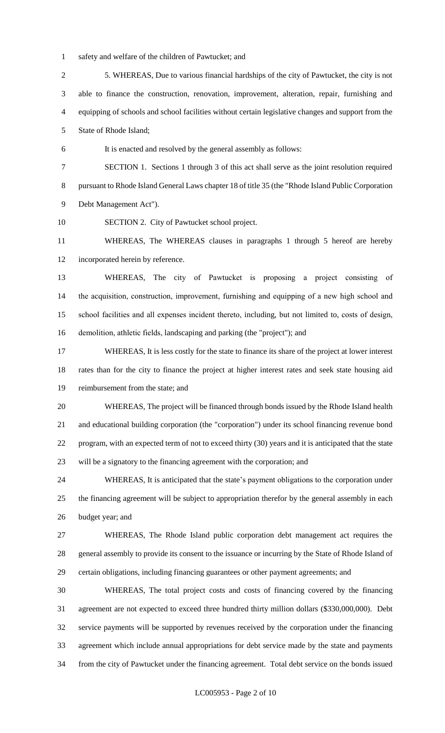safety and welfare of the children of Pawtucket; and

5. WHEREAS, Due to various financial hardships of the city of Pawtucket, the city is not able to finance the construction, renovation, improvement, alteration, repair, furnishing and equipping of schools and school facilities without certain legislative changes and support from the State of Rhode Island;

It is enacted and resolved by the general assembly as follows:

SECTION 1. Sections 1 through 3 of this act shall serve as the joint resolution required pursuant to Rhode Island General Laws chapter 18 of title 35 (the "Rhode Island Public Corporation Debt Management Act").

SECTION 2. City of Pawtucket school project.

WHEREAS, The WHEREAS clauses in paragraphs 1 through 5 hereof are hereby incorporated herein by reference.

WHEREAS, The city of Pawtucket is proposing a project consisting of the acquisition, construction, improvement, furnishing and equipping of a new high school and school facilities and all expenses incident thereto, including, but not limited to, costs of design, demolition, athletic fields, landscaping and parking (the "project"); and

WHEREAS, It is less costly for the state to finance its share of the project at lower interest rates than for the city to finance the project at higher interest rates and seek state housing aid reimbursement from the state; and

WHEREAS, The project will be financed through bonds issued by the Rhode Island health and educational building corporation (the "corporation") under its school financing revenue bond program, with an expected term of not to exceed thirty (30) years and it is anticipated that the state will be a signatory to the financing agreement with the corporation; and

WHEREAS, It is anticipated that the state's payment obligations to the corporation under the financing agreement will be subject to appropriation therefor by the general assembly in each budget year; and

WHEREAS, The Rhode Island public corporation debt management act requires the general assembly to provide its consent to the issuance or incurring by the State of Rhode Island of certain obligations, including financing guarantees or other payment agreements; and

WHEREAS, The total project costs and costs of financing covered by the financing agreement are not expected to exceed three hundred thirty million dollars ($330,000,000). Debt service payments will be supported by revenues received by the corporation under the financing agreement which include annual appropriations for debt service made by the state and payments from the city of Pawtucket under the financing agreement. Total debt service on the bonds issued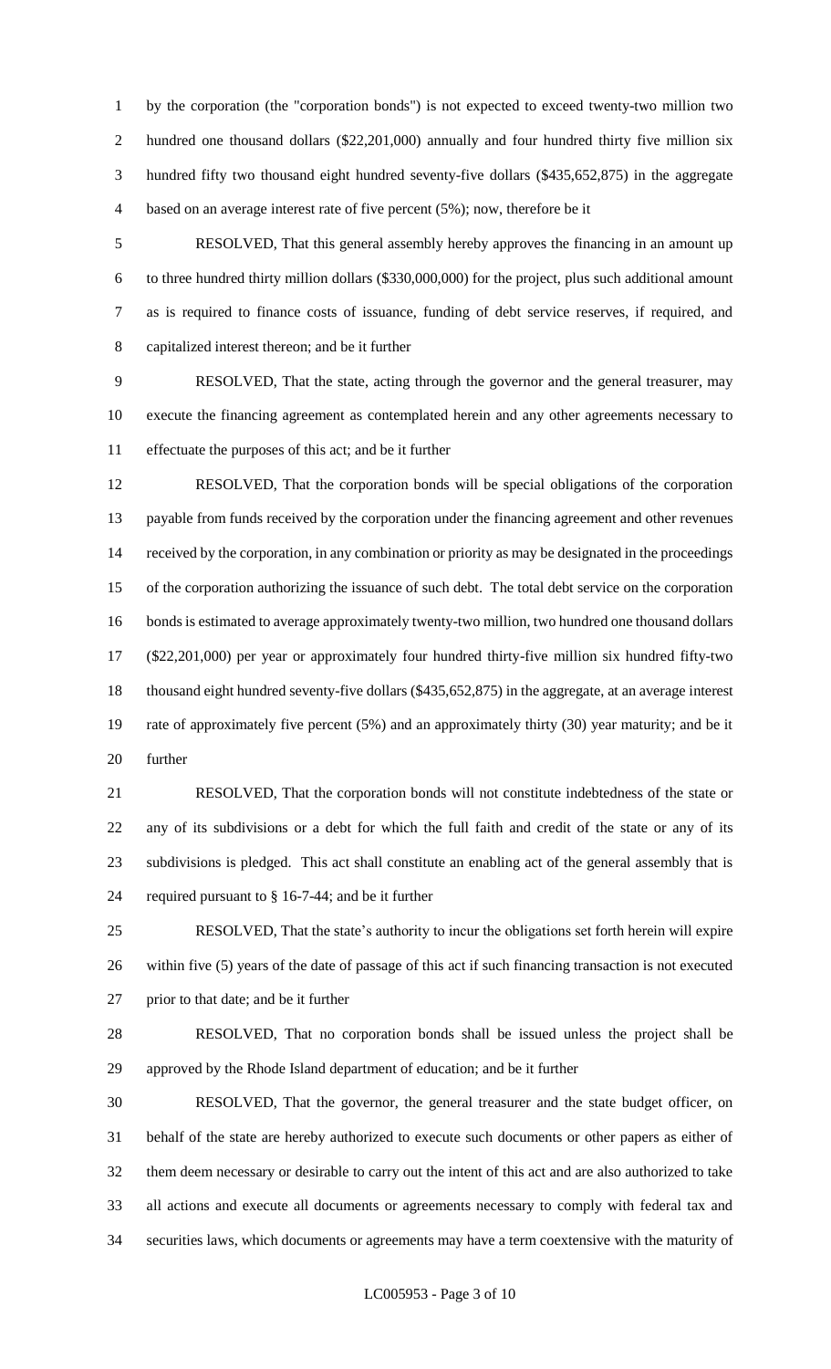by the corporation (the "corporation bonds") is not expected to exceed twenty-two million two hundred one thousand dollars ($22,201,000) annually and four hundred thirty five million six hundred fifty two thousand eight hundred seventy-five dollars ($435,652,875) in the aggregate based on an average interest rate of five percent (5%); now, therefore be it

RESOLVED, That this general assembly hereby approves the financing in an amount up to three hundred thirty million dollars ($330,000,000) for the project, plus such additional amount as is required to finance costs of issuance, funding of debt service reserves, if required, and capitalized interest thereon; and be it further

RESOLVED, That the state, acting through the governor and the general treasurer, may execute the financing agreement as contemplated herein and any other agreements necessary to effectuate the purposes of this act; and be it further

RESOLVED, That the corporation bonds will be special obligations of the corporation payable from funds received by the corporation under the financing agreement and other revenues received by the corporation, in any combination or priority as may be designated in the proceedings of the corporation authorizing the issuance of such debt. The total debt service on the corporation bonds is estimated to average approximately twenty-two million, two hundred one thousand dollars ($22,201,000) per year or approximately four hundred thirty-five million six hundred fifty-two thousand eight hundred seventy-five dollars ($435,652,875) in the aggregate, at an average interest rate of approximately five percent (5%) and an approximately thirty (30) year maturity; and be it further

RESOLVED, That the corporation bonds will not constitute indebtedness of the state or any of its subdivisions or a debt for which the full faith and credit of the state or any of its subdivisions is pledged. This act shall constitute an enabling act of the general assembly that is required pursuant to § 16-7-44; and be it further

RESOLVED, That the state's authority to incur the obligations set forth herein will expire within five (5) years of the date of passage of this act if such financing transaction is not executed prior to that date; and be it further

RESOLVED, That no corporation bonds shall be issued unless the project shall be approved by the Rhode Island department of education; and be it further

RESOLVED, That the governor, the general treasurer and the state budget officer, on behalf of the state are hereby authorized to execute such documents or other papers as either of them deem necessary or desirable to carry out the intent of this act and are also authorized to take all actions and execute all documents or agreements necessary to comply with federal tax and securities laws, which documents or agreements may have a term coextensive with the maturity of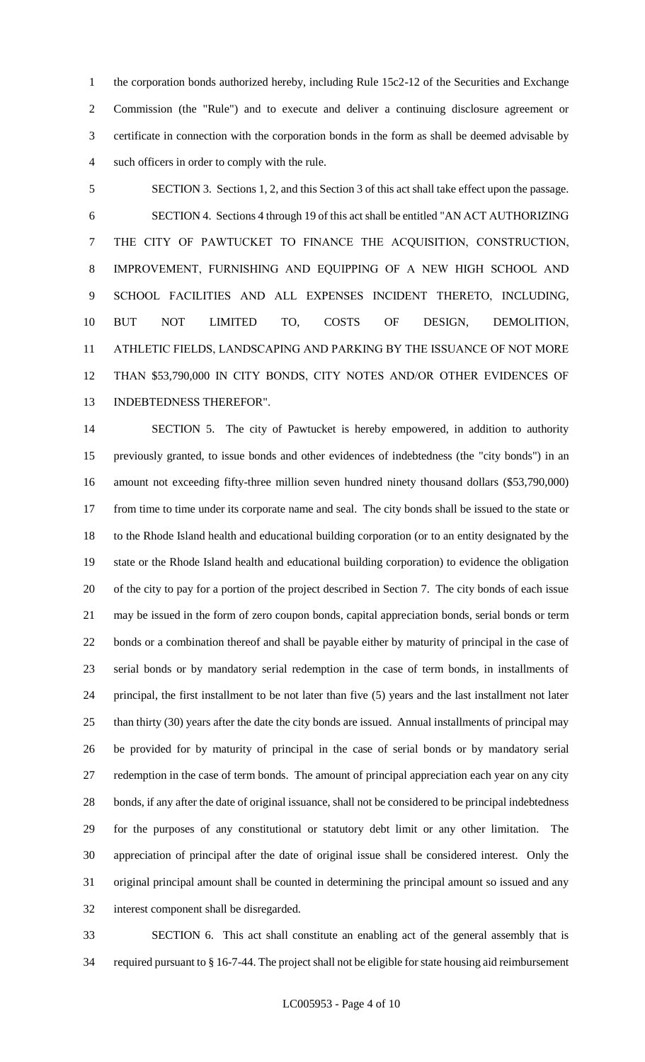the corporation bonds authorized hereby, including Rule 15c2-12 of the Securities and Exchange Commission (the "Rule") and to execute and deliver a continuing disclosure agreement or certificate in connection with the corporation bonds in the form as shall be deemed advisable by such officers in order to comply with the rule.

SECTION 3. Sections 1, 2, and this Section 3 of this act shall take effect upon the passage.

SECTION 4. Sections 4 through 19 of this act shall be entitled "AN ACT AUTHORIZING THE CITY OF PAWTUCKET TO FINANCE THE ACQUISITION, CONSTRUCTION, IMPROVEMENT, FURNISHING AND EQUIPPING OF A NEW HIGH SCHOOL AND SCHOOL FACILITIES AND ALL EXPENSES INCIDENT THERETO, INCLUDING, BUT NOT LIMITED TO, COSTS OF DESIGN, DEMOLITION, ATHLETIC FIELDS, LANDSCAPING AND PARKING BY THE ISSUANCE OF NOT MORE THAN $53,790,000 IN CITY BONDS, CITY NOTES AND/OR OTHER EVIDENCES OF INDEBTEDNESS THEREFOR".

SECTION 5. The city of Pawtucket is hereby empowered, in addition to authority previously granted, to issue bonds and other evidences of indebtedness (the "city bonds") in an amount not exceeding fifty-three million seven hundred ninety thousand dollars ($53,790,000) from time to time under its corporate name and seal. The city bonds shall be issued to the state or to the Rhode Island health and educational building corporation (or to an entity designated by the state or the Rhode Island health and educational building corporation) to evidence the obligation of the city to pay for a portion of the project described in Section 7. The city bonds of each issue may be issued in the form of zero coupon bonds, capital appreciation bonds, serial bonds or term bonds or a combination thereof and shall be payable either by maturity of principal in the case of serial bonds or by mandatory serial redemption in the case of term bonds, in installments of principal, the first installment to be not later than five (5) years and the last installment not later than thirty (30) years after the date the city bonds are issued. Annual installments of principal may be provided for by maturity of principal in the case of serial bonds or by mandatory serial redemption in the case of term bonds. The amount of principal appreciation each year on any city bonds, if any after the date of original issuance, shall not be considered to be principal indebtedness for the purposes of any constitutional or statutory debt limit or any other limitation. The appreciation of principal after the date of original issue shall be considered interest. Only the original principal amount shall be counted in determining the principal amount so issued and any interest component shall be disregarded.

SECTION 6. This act shall constitute an enabling act of the general assembly that is required pursuant to § 16-7-44. The project shall not be eligible for state housing aid reimbursement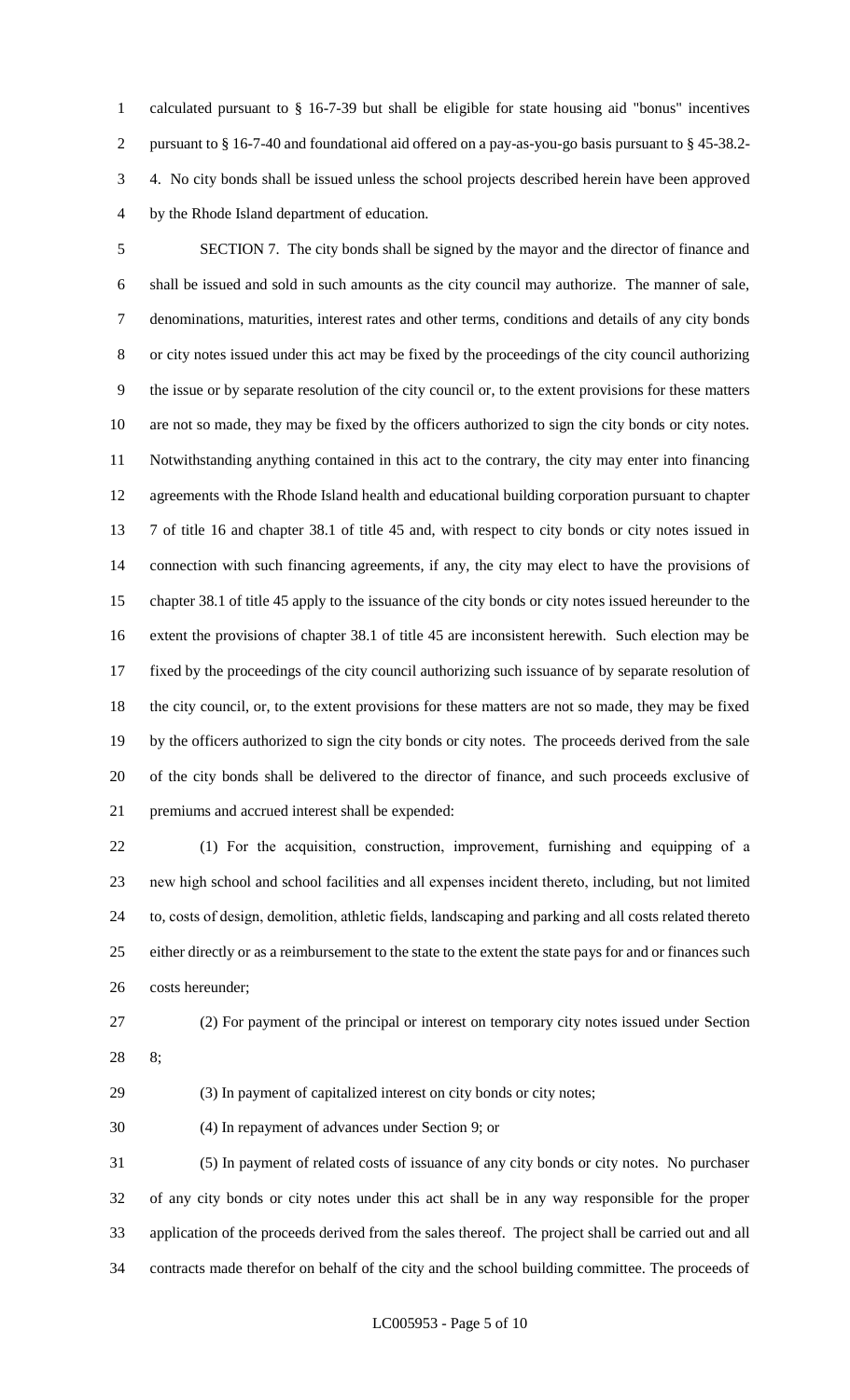calculated pursuant to § 16-7-39 but shall be eligible for state housing aid "bonus" incentives pursuant to § 16-7-40 and foundational aid offered on a pay-as-you-go basis pursuant to § 45-38.2-4. No city bonds shall be issued unless the school projects described herein have been approved by the Rhode Island department of education.

SECTION 7. The city bonds shall be signed by the mayor and the director of finance and shall be issued and sold in such amounts as the city council may authorize. The manner of sale, denominations, maturities, interest rates and other terms, conditions and details of any city bonds or city notes issued under this act may be fixed by the proceedings of the city council authorizing the issue or by separate resolution of the city council or, to the extent provisions for these matters are not so made, they may be fixed by the officers authorized to sign the city bonds or city notes. Notwithstanding anything contained in this act to the contrary, the city may enter into financing agreements with the Rhode Island health and educational building corporation pursuant to chapter 7 of title 16 and chapter 38.1 of title 45 and, with respect to city bonds or city notes issued in connection with such financing agreements, if any, the city may elect to have the provisions of chapter 38.1 of title 45 apply to the issuance of the city bonds or city notes issued hereunder to the extent the provisions of chapter 38.1 of title 45 are inconsistent herewith. Such election may be fixed by the proceedings of the city council authorizing such issuance of by separate resolution of the city council, or, to the extent provisions for these matters are not so made, they may be fixed by the officers authorized to sign the city bonds or city notes. The proceeds derived from the sale of the city bonds shall be delivered to the director of finance, and such proceeds exclusive of premiums and accrued interest shall be expended:

(1) For the acquisition, construction, improvement, furnishing and equipping of a new high school and school facilities and all expenses incident thereto, including, but not limited to, costs of design, demolition, athletic fields, landscaping and parking and all costs related thereto either directly or as a reimbursement to the state to the extent the state pays for and or finances such costs hereunder;

(2) For payment of the principal or interest on temporary city notes issued under Section 8;

(3) In payment of capitalized interest on city bonds or city notes;

(4) In repayment of advances under Section 9; or

(5) In payment of related costs of issuance of any city bonds or city notes. No purchaser of any city bonds or city notes under this act shall be in any way responsible for the proper application of the proceeds derived from the sales thereof. The project shall be carried out and all contracts made therefor on behalf of the city and the school building committee. The proceeds of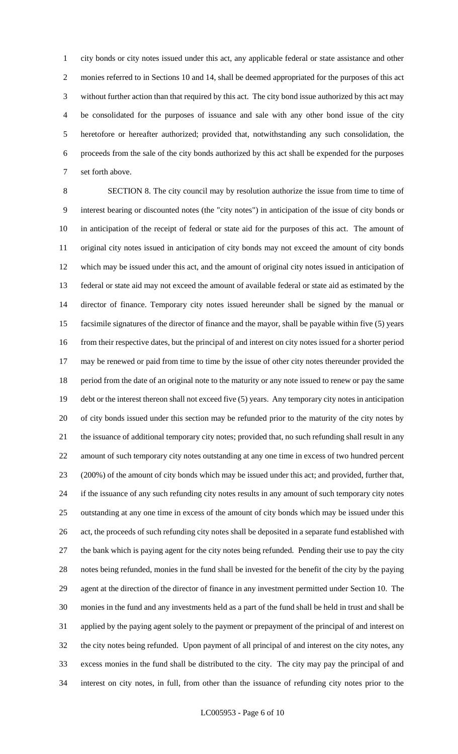city bonds or city notes issued under this act, any applicable federal or state assistance and other monies referred to in Sections 10 and 14, shall be deemed appropriated for the purposes of this act without further action than that required by this act. The city bond issue authorized by this act may be consolidated for the purposes of issuance and sale with any other bond issue of the city heretofore or hereafter authorized; provided that, notwithstanding any such consolidation, the proceeds from the sale of the city bonds authorized by this act shall be expended for the purposes set forth above.

SECTION 8. The city council may by resolution authorize the issue from time to time of interest bearing or discounted notes (the "city notes") in anticipation of the issue of city bonds or in anticipation of the receipt of federal or state aid for the purposes of this act. The amount of original city notes issued in anticipation of city bonds may not exceed the amount of city bonds which may be issued under this act, and the amount of original city notes issued in anticipation of federal or state aid may not exceed the amount of available federal or state aid as estimated by the director of finance. Temporary city notes issued hereunder shall be signed by the manual or facsimile signatures of the director of finance and the mayor, shall be payable within five (5) years from their respective dates, but the principal of and interest on city notes issued for a shorter period may be renewed or paid from time to time by the issue of other city notes thereunder provided the period from the date of an original note to the maturity or any note issued to renew or pay the same debt or the interest thereon shall not exceed five (5) years. Any temporary city notes in anticipation of city bonds issued under this section may be refunded prior to the maturity of the city notes by the issuance of additional temporary city notes; provided that, no such refunding shall result in any amount of such temporary city notes outstanding at any one time in excess of two hundred percent (200%) of the amount of city bonds which may be issued under this act; and provided, further that, if the issuance of any such refunding city notes results in any amount of such temporary city notes outstanding at any one time in excess of the amount of city bonds which may be issued under this act, the proceeds of such refunding city notes shall be deposited in a separate fund established with the bank which is paying agent for the city notes being refunded. Pending their use to pay the city notes being refunded, monies in the fund shall be invested for the benefit of the city by the paying agent at the direction of the director of finance in any investment permitted under Section 10. The monies in the fund and any investments held as a part of the fund shall be held in trust and shall be applied by the paying agent solely to the payment or prepayment of the principal of and interest on the city notes being refunded. Upon payment of all principal of and interest on the city notes, any excess monies in the fund shall be distributed to the city. The city may pay the principal of and interest on city notes, in full, from other than the issuance of refunding city notes prior to the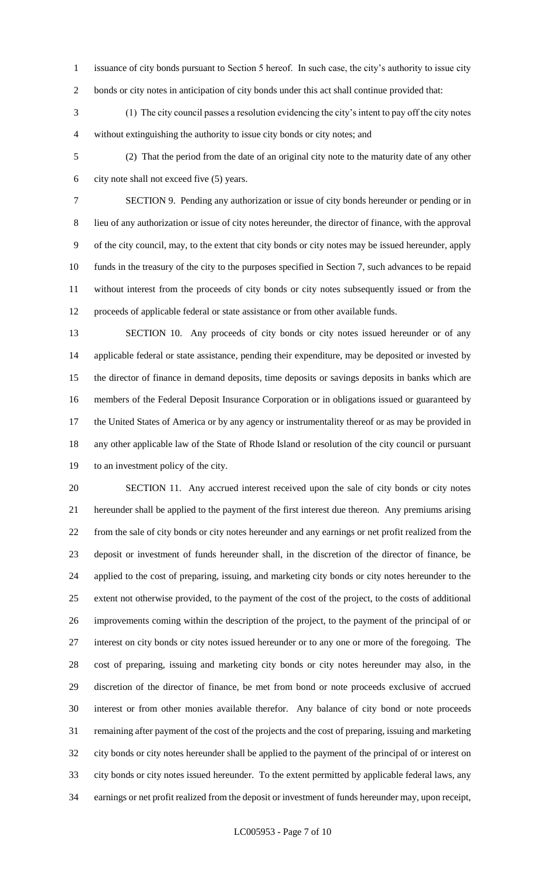issuance of city bonds pursuant to Section 5 hereof. In such case, the city's authority to issue city bonds or city notes in anticipation of city bonds under this act shall continue provided that:

(1) The city council passes a resolution evidencing the city's intent to pay off the city notes without extinguishing the authority to issue city bonds or city notes; and

(2) That the period from the date of an original city note to the maturity date of any other city note shall not exceed five (5) years.

SECTION 9. Pending any authorization or issue of city bonds hereunder or pending or in lieu of any authorization or issue of city notes hereunder, the director of finance, with the approval of the city council, may, to the extent that city bonds or city notes may be issued hereunder, apply funds in the treasury of the city to the purposes specified in Section 7, such advances to be repaid without interest from the proceeds of city bonds or city notes subsequently issued or from the proceeds of applicable federal or state assistance or from other available funds.

SECTION 10. Any proceeds of city bonds or city notes issued hereunder or of any applicable federal or state assistance, pending their expenditure, may be deposited or invested by the director of finance in demand deposits, time deposits or savings deposits in banks which are members of the Federal Deposit Insurance Corporation or in obligations issued or guaranteed by the United States of America or by any agency or instrumentality thereof or as may be provided in any other applicable law of the State of Rhode Island or resolution of the city council or pursuant to an investment policy of the city.

SECTION 11. Any accrued interest received upon the sale of city bonds or city notes hereunder shall be applied to the payment of the first interest due thereon. Any premiums arising from the sale of city bonds or city notes hereunder and any earnings or net profit realized from the deposit or investment of funds hereunder shall, in the discretion of the director of finance, be applied to the cost of preparing, issuing, and marketing city bonds or city notes hereunder to the extent not otherwise provided, to the payment of the cost of the project, to the costs of additional improvements coming within the description of the project, to the payment of the principal of or interest on city bonds or city notes issued hereunder or to any one or more of the foregoing. The cost of preparing, issuing and marketing city bonds or city notes hereunder may also, in the discretion of the director of finance, be met from bond or note proceeds exclusive of accrued interest or from other monies available therefor. Any balance of city bond or note proceeds remaining after payment of the cost of the projects and the cost of preparing, issuing and marketing city bonds or city notes hereunder shall be applied to the payment of the principal of or interest on city bonds or city notes issued hereunder. To the extent permitted by applicable federal laws, any earnings or net profit realized from the deposit or investment of funds hereunder may, upon receipt,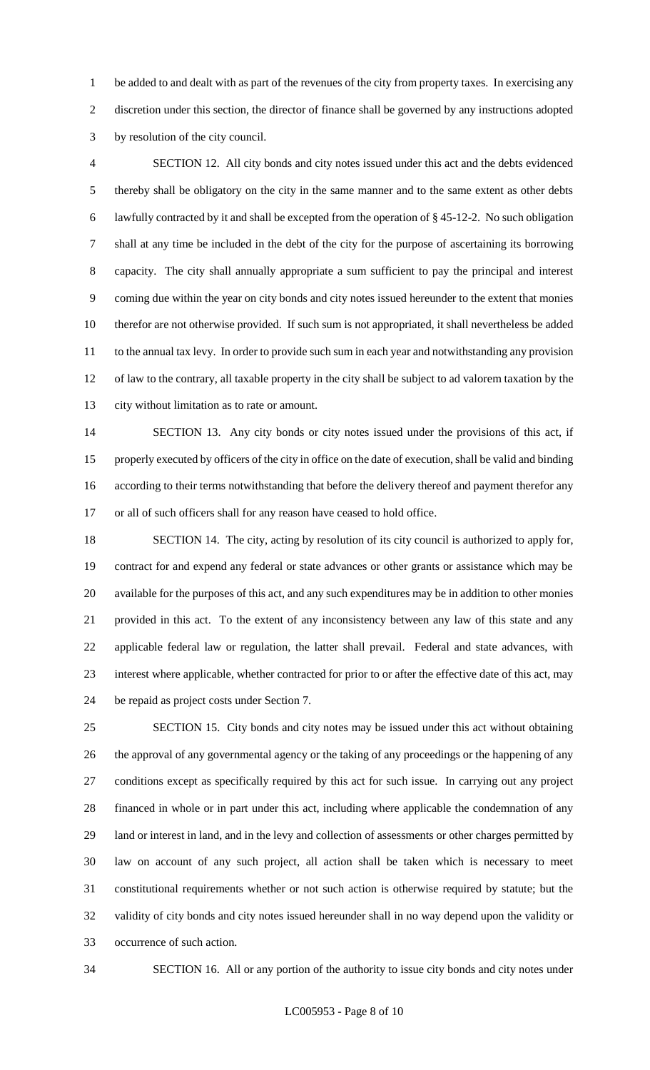be added to and dealt with as part of the revenues of the city from property taxes. In exercising any discretion under this section, the director of finance shall be governed by any instructions adopted by resolution of the city council.

SECTION 12. All city bonds and city notes issued under this act and the debts evidenced thereby shall be obligatory on the city in the same manner and to the same extent as other debts lawfully contracted by it and shall be excepted from the operation of § 45-12-2. No such obligation shall at any time be included in the debt of the city for the purpose of ascertaining its borrowing capacity. The city shall annually appropriate a sum sufficient to pay the principal and interest coming due within the year on city bonds and city notes issued hereunder to the extent that monies therefor are not otherwise provided. If such sum is not appropriated, it shall nevertheless be added to the annual tax levy. In order to provide such sum in each year and notwithstanding any provision of law to the contrary, all taxable property in the city shall be subject to ad valorem taxation by the city without limitation as to rate or amount.

SECTION 13. Any city bonds or city notes issued under the provisions of this act, if properly executed by officers of the city in office on the date of execution, shall be valid and binding according to their terms notwithstanding that before the delivery thereof and payment therefor any or all of such officers shall for any reason have ceased to hold office.

SECTION 14. The city, acting by resolution of its city council is authorized to apply for, contract for and expend any federal or state advances or other grants or assistance which may be available for the purposes of this act, and any such expenditures may be in addition to other monies provided in this act. To the extent of any inconsistency between any law of this state and any applicable federal law or regulation, the latter shall prevail. Federal and state advances, with interest where applicable, whether contracted for prior to or after the effective date of this act, may be repaid as project costs under Section 7.

SECTION 15. City bonds and city notes may be issued under this act without obtaining the approval of any governmental agency or the taking of any proceedings or the happening of any conditions except as specifically required by this act for such issue. In carrying out any project financed in whole or in part under this act, including where applicable the condemnation of any land or interest in land, and in the levy and collection of assessments or other charges permitted by law on account of any such project, all action shall be taken which is necessary to meet constitutional requirements whether or not such action is otherwise required by statute; but the validity of city bonds and city notes issued hereunder shall in no way depend upon the validity or occurrence of such action.

SECTION 16. All or any portion of the authority to issue city bonds and city notes under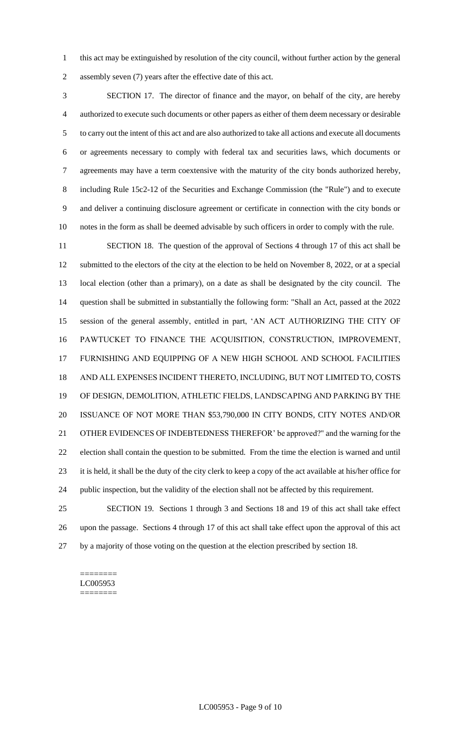this act may be extinguished by resolution of the city council, without further action by the general assembly seven (7) years after the effective date of this act.

SECTION 17. The director of finance and the mayor, on behalf of the city, are hereby authorized to execute such documents or other papers as either of them deem necessary or desirable to carry out the intent of this act and are also authorized to take all actions and execute all documents or agreements necessary to comply with federal tax and securities laws, which documents or agreements may have a term coextensive with the maturity of the city bonds authorized hereby, including Rule 15c2-12 of the Securities and Exchange Commission (the "Rule") and to execute and deliver a continuing disclosure agreement or certificate in connection with the city bonds or notes in the form as shall be deemed advisable by such officers in order to comply with the rule.

SECTION 18. The question of the approval of Sections 4 through 17 of this act shall be submitted to the electors of the city at the election to be held on November 8, 2022, or at a special local election (other than a primary), on a date as shall be designated by the city council. The question shall be submitted in substantially the following form: "Shall an Act, passed at the 2022 session of the general assembly, entitled in part, 'AN ACT AUTHORIZING THE CITY OF PAWTUCKET TO FINANCE THE ACQUISITION, CONSTRUCTION, IMPROVEMENT, FURNISHING AND EQUIPPING OF A NEW HIGH SCHOOL AND SCHOOL FACILITIES AND ALL EXPENSES INCIDENT THERETO, INCLUDING, BUT NOT LIMITED TO, COSTS OF DESIGN, DEMOLITION, ATHLETIC FIELDS, LANDSCAPING AND PARKING BY THE ISSUANCE OF NOT MORE THAN $53,790,000 IN CITY BONDS, CITY NOTES AND/OR OTHER EVIDENCES OF INDEBTEDNESS THEREFOR' be approved?" and the warning for the election shall contain the question to be submitted. From the time the election is warned and until it is held, it shall be the duty of the city clerk to keep a copy of the act available at his/her office for public inspection, but the validity of the election shall not be affected by this requirement.

SECTION 19. Sections 1 through 3 and Sections 18 and 19 of this act shall take effect upon the passage. Sections 4 through 17 of this act shall take effect upon the approval of this act by a majority of those voting on the question at the election prescribed by section 18.

========
LC005953
========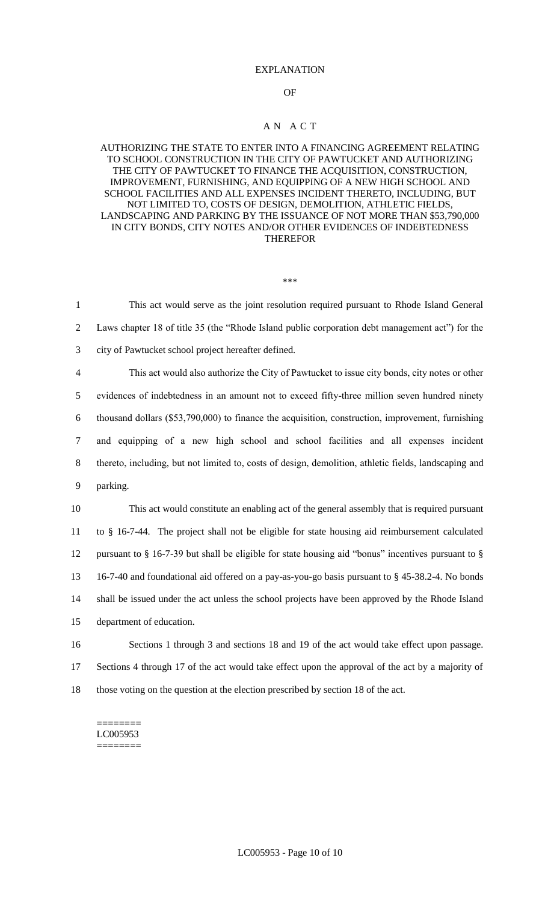# EXPLANATION

# OF

# A N A C T

## AUTHORIZING THE STATE TO ENTER INTO A FINANCING AGREEMENT RELATING TO SCHOOL CONSTRUCTION IN THE CITY OF PAWTUCKET AND AUTHORIZING THE CITY OF PAWTUCKET TO FINANCE THE ACQUISITION, CONSTRUCTION, IMPROVEMENT, FURNISHING, AND EQUIPPING OF A NEW HIGH SCHOOL AND SCHOOL FACILITIES AND ALL EXPENSES INCIDENT THERETO, INCLUDING, BUT NOT LIMITED TO, COSTS OF DESIGN, DEMOLITION, ATHLETIC FIELDS, LANDSCAPING AND PARKING BY THE ISSUANCE OF NOT MORE THAN $53,790,000 IN CITY BONDS, CITY NOTES AND/OR OTHER EVIDENCES OF INDEBTEDNESS THEREFOR

***

1 This act would serve as the joint resolution required pursuant to Rhode Island General
2 Laws chapter 18 of title 35 (the "Rhode Island public corporation debt management act") for the
3 city of Pawtucket school project hereafter defined.

4 This act would also authorize the City of Pawtucket to issue city bonds, city notes or other
5 evidences of indebtedness in an amount not to exceed fifty-three million seven hundred ninety
6 thousand dollars ($53,790,000) to finance the acquisition, construction, improvement, furnishing
7 and equipping of a new high school and school facilities and all expenses incident
8 thereto, including, but not limited to, costs of design, demolition, athletic fields, landscaping and
9 parking.

10 This act would constitute an enabling act of the general assembly that is required pursuant
11 to § 16-7-44. The project shall not be eligible for state housing aid reimbursement calculated
12 pursuant to § 16-7-39 but shall be eligible for state housing aid "bonus" incentives pursuant to §
13 16-7-40 and foundational aid offered on a pay-as-you-go basis pursuant to § 45-38.2-4. No bonds
14 shall be issued under the act unless the school projects have been approved by the Rhode Island
15 department of education.

16 Sections 1 through 3 and sections 18 and 19 of the act would take effect upon passage.
17 Sections 4 through 17 of the act would take effect upon the approval of the act by a majority of
18 those voting on the question at the election prescribed by section 18 of the act.

========
LC005953
========